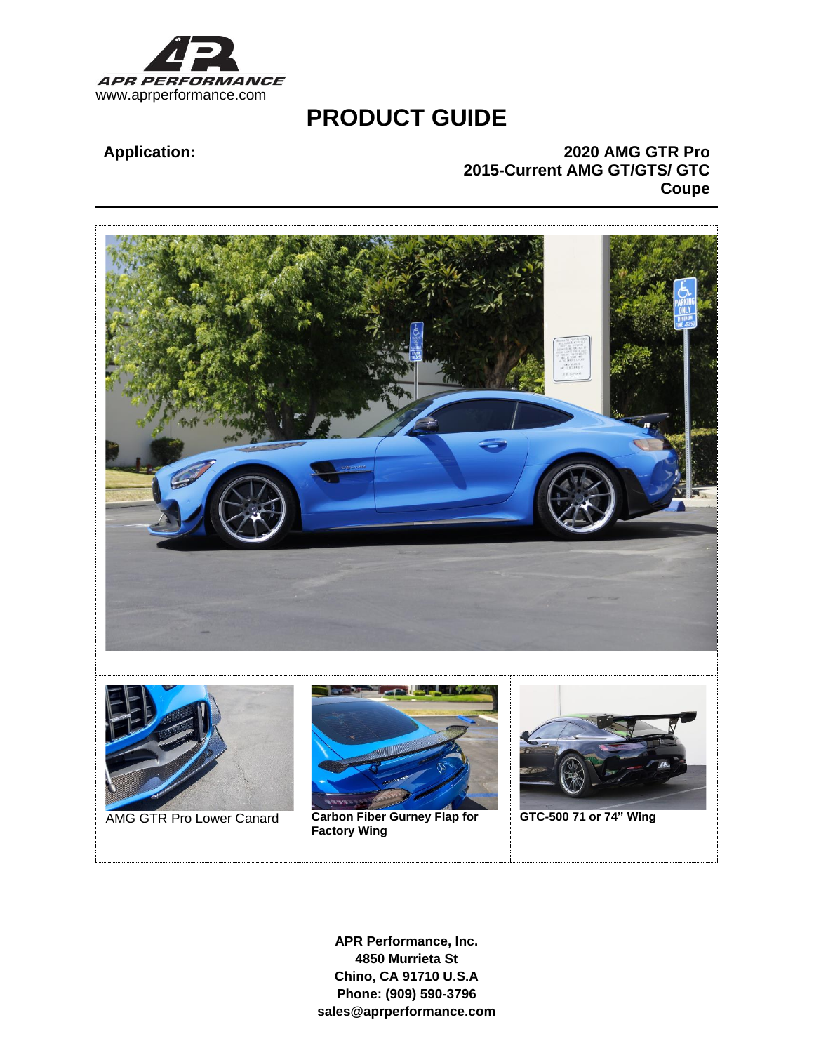APR PERFORMANCE
www.aprperformance.com

# PRODUCT GUIDE

**Application:**

**2020 AMG GTR Pro**
**2015-Current AMG GT/GTS/ GTC Coupe**

AMG GTR Pro Lower Canard

**Carbon Fiber Gurney Flap for Factory Wing**

**GTC-500 71 or 74" Wing**

**APR Performance, Inc.**
**4850 Murrieta St**
**Chino, CA 91710 U.S.A**
**Phone: (909) 590-3796**
**sales@aprperformance.com**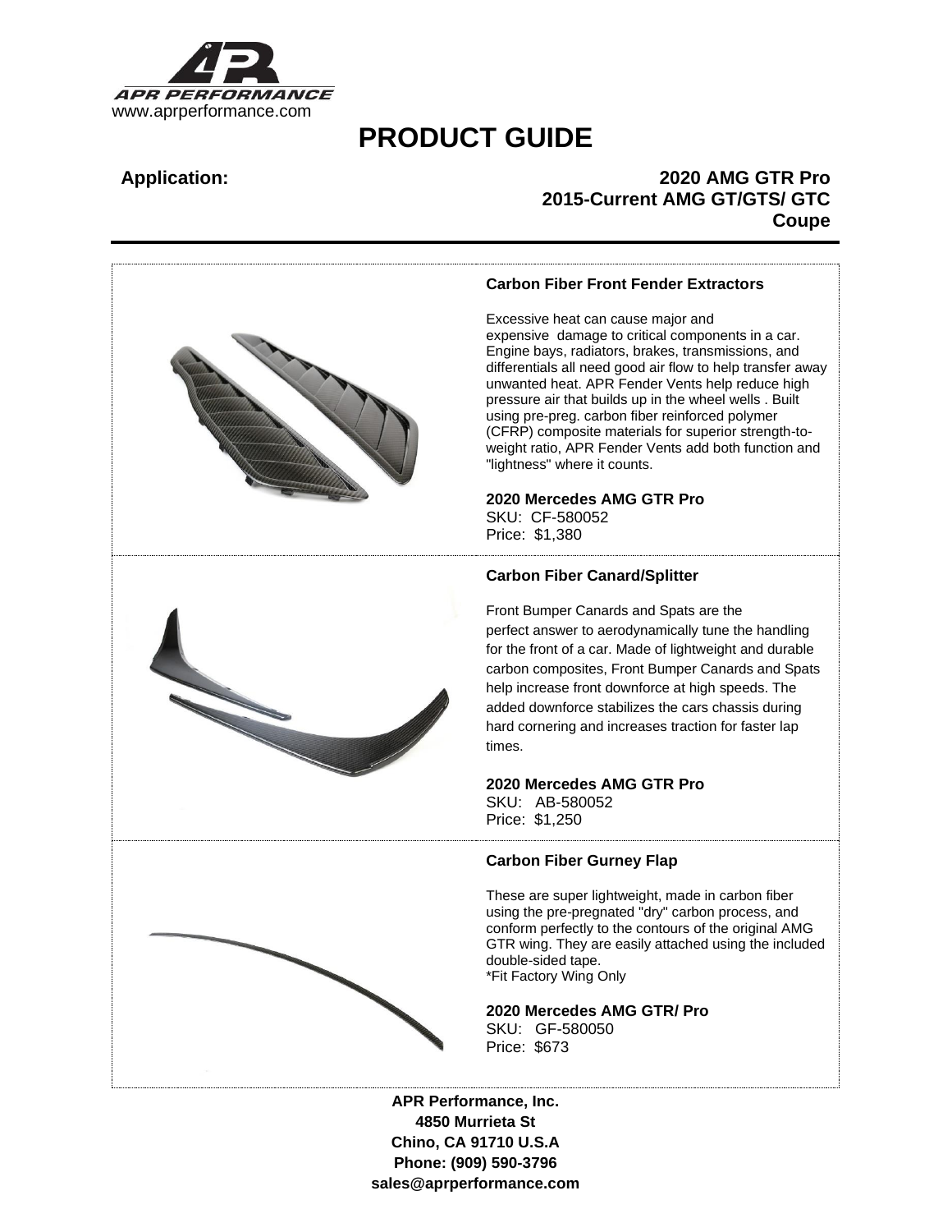www.aprperformance.com

# PRODUCT GUIDE

**Application:**

**2020 AMG GTR Pro**
**2015-Current AMG GT/GTS/ GTC**
**Coupe**

## Carbon Fiber Front Fender Extractors

Excessive heat can cause major and expensive damage to critical components in a car. Engine bays, radiators, brakes, transmissions, and differentials all need good air flow to help transfer away unwanted heat. APR Fender Vents help reduce high pressure air that builds up in the wheel wells . Built using pre-preg. carbon fiber reinforced polymer (CFRP) composite materials for superior strength-to-weight ratio, APR Fender Vents add both function and "lightness" where it counts.

**2020 Mercedes AMG GTR Pro**
SKU: CF-580052
Price: $1,380

## Carbon Fiber Canard/Splitter

Front Bumper Canards and Spats are the perfect answer to aerodynamically tune the handling for the front of a car. Made of lightweight and durable carbon composites, Front Bumper Canards and Spats help increase front downforce at high speeds. The added downforce stabilizes the cars chassis during hard cornering and increases traction for faster lap times.

**2020 Mercedes AMG GTR Pro**
SKU: AB-580052
Price: $1,250

## Carbon Fiber Gurney Flap

These are super lightweight, made in carbon fiber using the pre-pregnated "dry" carbon process, and conform perfectly to the contours of the original AMG GTR wing. They are easily attached using the included double-sided tape.
*Fit Factory Wing Only

**2020 Mercedes AMG GTR/ Pro**
SKU: GF-580050
Price: $673

**APR Performance, Inc.**
**4850 Murrieta St**
**Chino, CA 91710 U.S.A**
**Phone: (909) 590-3796**
**sales@aprperformance.com**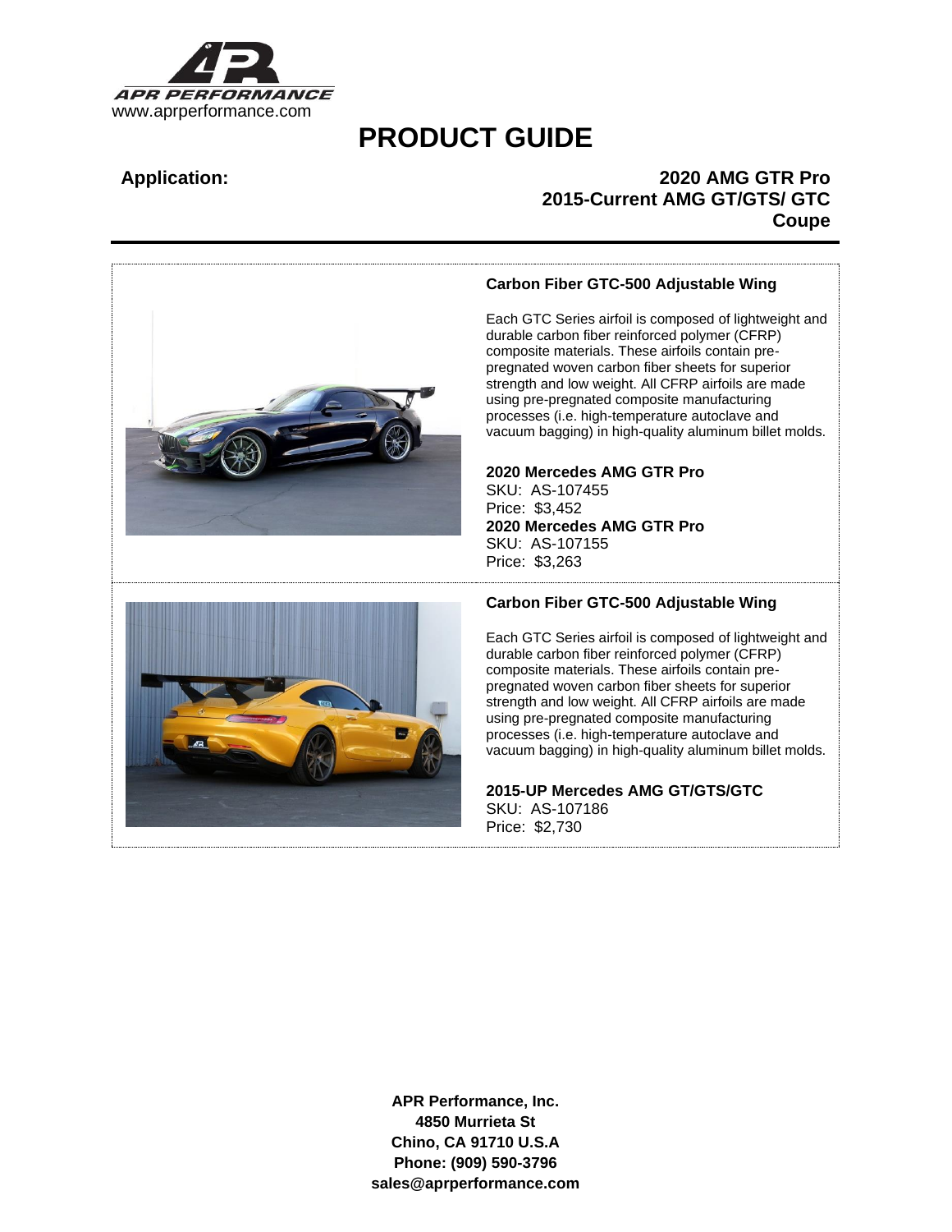www.aprperformance.com

# PRODUCT GUIDE

**Application:** **2020 AMG GTR Pro**
**2015-Current AMG GT/GTS/ GTC Coupe**

### Carbon Fiber GTC-500 Adjustable Wing

Each GTC Series airfoil is composed of lightweight and durable carbon fiber reinforced polymer (CFRP) composite materials. These airfoils contain pre-pregnated woven carbon fiber sheets for superior strength and low weight. All CFRP airfoils are made using pre-pregnated composite manufacturing processes (i.e. high-temperature autoclave and vacuum bagging) in high-quality aluminum billet molds.

**2020 Mercedes AMG GTR Pro**
SKU: AS-107455
Price: $3,452
**2020 Mercedes AMG GTR Pro**
SKU: AS-107155
Price: $3,263

### Carbon Fiber GTC-500 Adjustable Wing

Each GTC Series airfoil is composed of lightweight and durable carbon fiber reinforced polymer (CFRP) composite materials. These airfoils contain pre-pregnated woven carbon fiber sheets for superior strength and low weight. All CFRP airfoils are made using pre-pregnated composite manufacturing processes (i.e. high-temperature autoclave and vacuum bagging) in high-quality aluminum billet molds.

**2015-UP Mercedes AMG GT/GTS/GTC**
SKU: AS-107186
Price: $2,730

**APR Performance, Inc.**
**4850 Murrieta St**
**Chino, CA 91710 U.S.A**
**Phone: (909) 590-3796**
**sales@aprperformance.com**